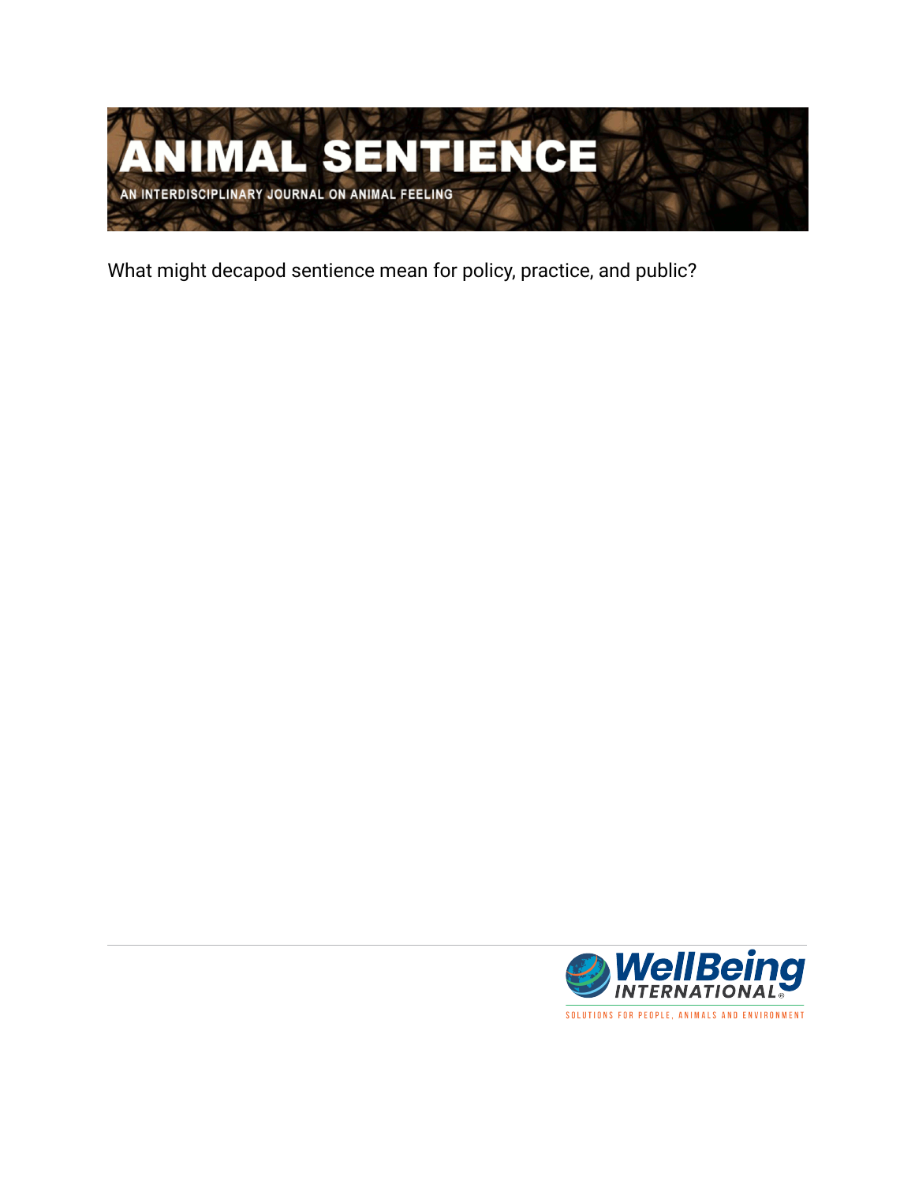# ANIMAL SENTIENCE

AN INTERDISCIPLINARY JOURNAL ON ANIMAL FEELING

What might decapod sentience mean for policy, practice, and public?

WellBeing INTERNATIONAL

SOLUTIONS FOR PEOPLE, ANIMALS AND ENVIRONMENT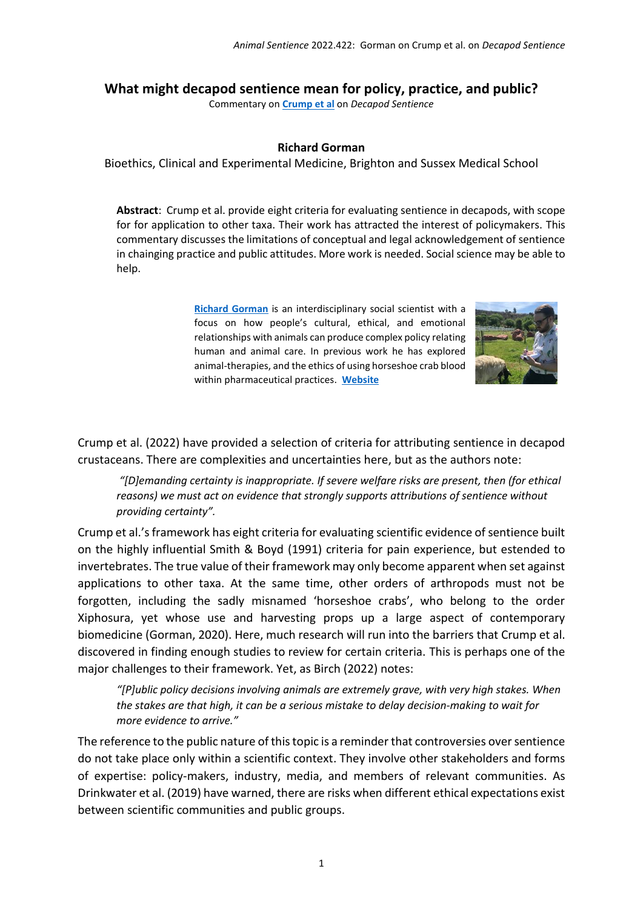# What might decapod sentience mean for policy, practice, and public?

Commentary on **[Crump et al](#)** on *Decapod Sentience*

**Richard Gorman**

Bioethics, Clinical and Experimental Medicine, Brighton and Sussex Medical School

**Abstract**: Crump et al. provide eight criteria for evaluating sentience in decapods, with scope for for application to other taxa. Their work has attracted the interest of policymakers. This commentary discusses the limitations of conceptual and legal acknowledgement of sentience in chainging practice and public attitudes. More work is needed. Social science may be able to help.

**[Richard Gorman](#)** is an interdisciplinary social scientist with a focus on how people's cultural, ethical, and emotional relationships with animals can produce complex policy relating human and animal care. In previous work he has explored animal-therapies, and the ethics of using horseshoe crab blood within pharmaceutical practices. [Website](#)

Crump et al. (2022) have provided a selection of criteria for attributing sentience in decapod crustaceans. There are complexities and uncertainties here, but as the authors note:

> *"[D]emanding certainty is inappropriate. If severe welfare risks are present, then (for ethical reasons) we must act on evidence that strongly supports attributions of sentience without providing certainty".*

Crump et al.'s framework has eight criteria for evaluating scientific evidence of sentience built on the highly influential Smith & Boyd (1991) criteria for pain experience, but estended to invertebrates. The true value of their framework may only become apparent when set against applications to other taxa. At the same time, other orders of arthropods must not be forgotten, including the sadly misnamed 'horseshoe crabs', who belong to the order Xiphosura, yet whose use and harvesting props up a large aspect of contemporary biomedicine (Gorman, 2020). Here, much research will run into the barriers that Crump et al. discovered in finding enough studies to review for certain criteria. This is perhaps one of the major challenges to their framework. Yet, as Birch (2022) notes:

> *"[P]ublic policy decisions involving animals are extremely grave, with very high stakes. When the stakes are that high, it can be a serious mistake to delay decision-making to wait for more evidence to arrive."*

The reference to the public nature of this topic is a reminder that controversies over sentience do not take place only within a scientific context. They involve other stakeholders and forms of expertise: policy-makers, industry, media, and members of relevant communities. As Drinkwater et al. (2019) have warned, there are risks when different ethical expectations exist between scientific communities and public groups.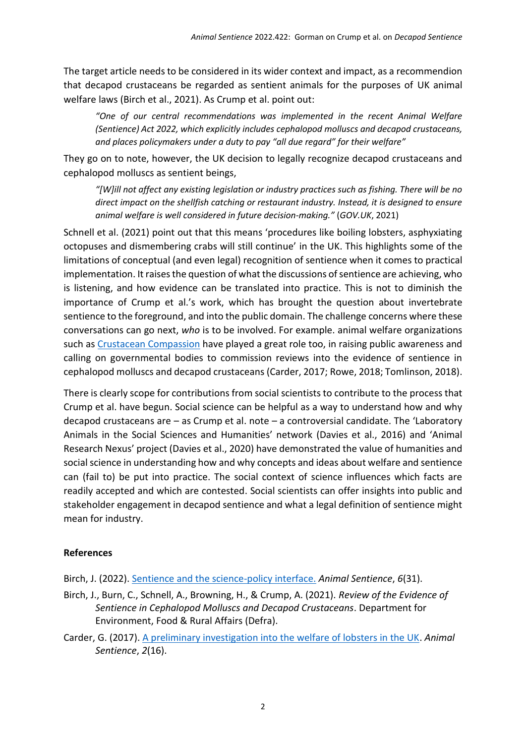The target article needs to be considered in its wider context and impact, as a recommendion that decapod crustaceans be regarded as sentient animals for the purposes of UK animal welfare laws (Birch et al., 2021). As Crump et al. point out:

> *"One of our central recommendations was implemented in the recent Animal Welfare (Sentience) Act 2022, which explicitly includes cephalopod molluscs and decapod crustaceans, and places policymakers under a duty to pay "all due regard" for their welfare"*

They go on to note, however, the UK decision to legally recognize decapod crustaceans and cephalopod molluscs as sentient beings,

> *"[W]ill not affect any existing legislation or industry practices such as fishing. There will be no direct impact on the shellfish catching or restaurant industry. Instead, it is designed to ensure animal welfare is well considered in future decision-making."* (*GOV.UK*, 2021)

Schnell et al. (2021) point out that this means 'procedures like boiling lobsters, asphyxiating octopuses and dismembering crabs will still continue' in the UK. This highlights some of the limitations of conceptual (and even legal) recognition of sentience when it comes to practical implementation. It raises the question of what the discussions of sentience are achieving, who is listening, and how evidence can be translated into practice. This is not to diminish the importance of Crump et al.'s work, which has brought the question about invertebrate sentience to the foreground, and into the public domain. The challenge concerns where these conversations can go next, *who* is to be involved. For example. animal welfare organizations such as Crustacean Compassion have played a great role too, in raising public awareness and calling on governmental bodies to commission reviews into the evidence of sentience in cephalopod molluscs and decapod crustaceans (Carder, 2017; Rowe, 2018; Tomlinson, 2018).

There is clearly scope for contributions from social scientists to contribute to the process that Crump et al. have begun. Social science can be helpful as a way to understand how and why decapod crustaceans are – as Crump et al. note – a controversial candidate. The 'Laboratory Animals in the Social Sciences and Humanities' network (Davies et al., 2016) and 'Animal Research Nexus' project (Davies et al., 2020) have demonstrated the value of humanities and social science in understanding how and why concepts and ideas about welfare and sentience can (fail to) be put into practice. The social context of science influences which facts are readily accepted and which are contested. Social scientists can offer insights into public and stakeholder engagement in decapod sentience and what a legal definition of sentience might mean for industry.

## References

Birch, J. (2022). Sentience and the science-policy interface. *Animal Sentience*, *6*(31).

Birch, J., Burn, C., Schnell, A., Browning, H., & Crump, A. (2021). *Review of the Evidence of Sentience in Cephalopod Molluscs and Decapod Crustaceans*. Department for Environment, Food & Rural Affairs (Defra).

Carder, G. (2017). A preliminary investigation into the welfare of lobsters in the UK. *Animal Sentience*, *2*(16).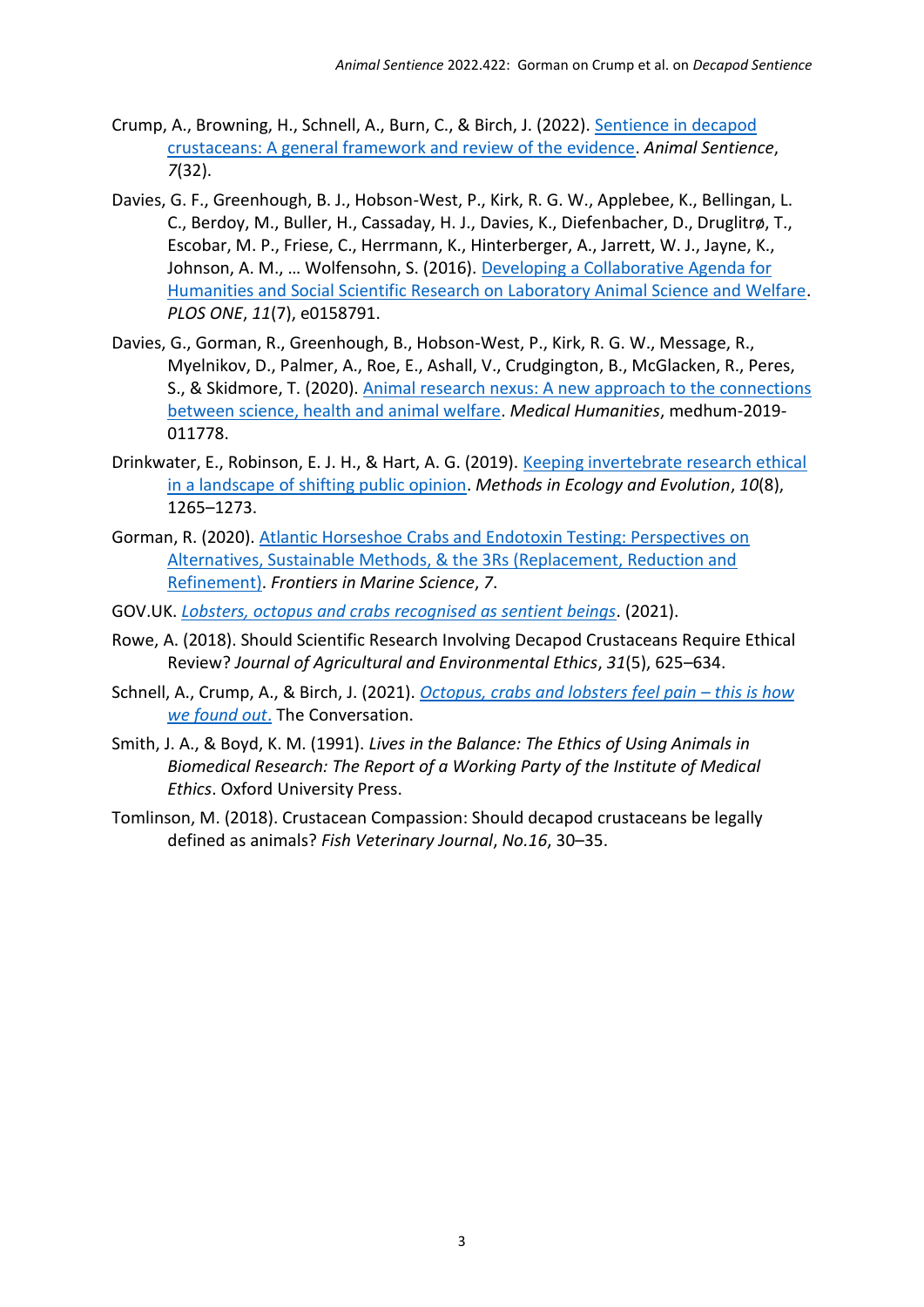Crump, A., Browning, H., Schnell, A., Burn, C., & Birch, J. (2022). Sentience in decapod crustaceans: A general framework and review of the evidence. *Animal Sentience*, *7*(32).

Davies, G. F., Greenhough, B. J., Hobson-West, P., Kirk, R. G. W., Applebee, K., Bellingan, L. C., Berdoy, M., Buller, H., Cassaday, H. J., Davies, K., Diefenbacher, D., Druglitrø, T., Escobar, M. P., Friese, C., Herrmann, K., Hinterberger, A., Jarrett, W. J., Jayne, K., Johnson, A. M., … Wolfensohn, S. (2016). Developing a Collaborative Agenda for Humanities and Social Scientific Research on Laboratory Animal Science and Welfare. *PLOS ONE*, *11*(7), e0158791.

Davies, G., Gorman, R., Greenhough, B., Hobson-West, P., Kirk, R. G. W., Message, R., Myelnikov, D., Palmer, A., Roe, E., Ashall, V., Crudgington, B., McGlacken, R., Peres, S., & Skidmore, T. (2020). Animal research nexus: A new approach to the connections between science, health and animal welfare. *Medical Humanities*, medhum-2019-011778.

Drinkwater, E., Robinson, E. J. H., & Hart, A. G. (2019). Keeping invertebrate research ethical in a landscape of shifting public opinion. *Methods in Ecology and Evolution*, *10*(8), 1265–1273.

Gorman, R. (2020). Atlantic Horseshoe Crabs and Endotoxin Testing: Perspectives on Alternatives, Sustainable Methods, & the 3Rs (Replacement, Reduction and Refinement). *Frontiers in Marine Science*, *7*.

GOV.UK. *Lobsters, octopus and crabs recognised as sentient beings*. (2021).

Rowe, A. (2018). Should Scientific Research Involving Decapod Crustaceans Require Ethical Review? *Journal of Agricultural and Environmental Ethics*, *31*(5), 625–634.

Schnell, A., Crump, A., & Birch, J. (2021). *Octopus, crabs and lobsters feel pain – this is how we found out*. The Conversation.

Smith, J. A., & Boyd, K. M. (1991). *Lives in the Balance: The Ethics of Using Animals in Biomedical Research: The Report of a Working Party of the Institute of Medical Ethics*. Oxford University Press.

Tomlinson, M. (2018). Crustacean Compassion: Should decapod crustaceans be legally defined as animals? *Fish Veterinary Journal*, *No.16*, 30–35.